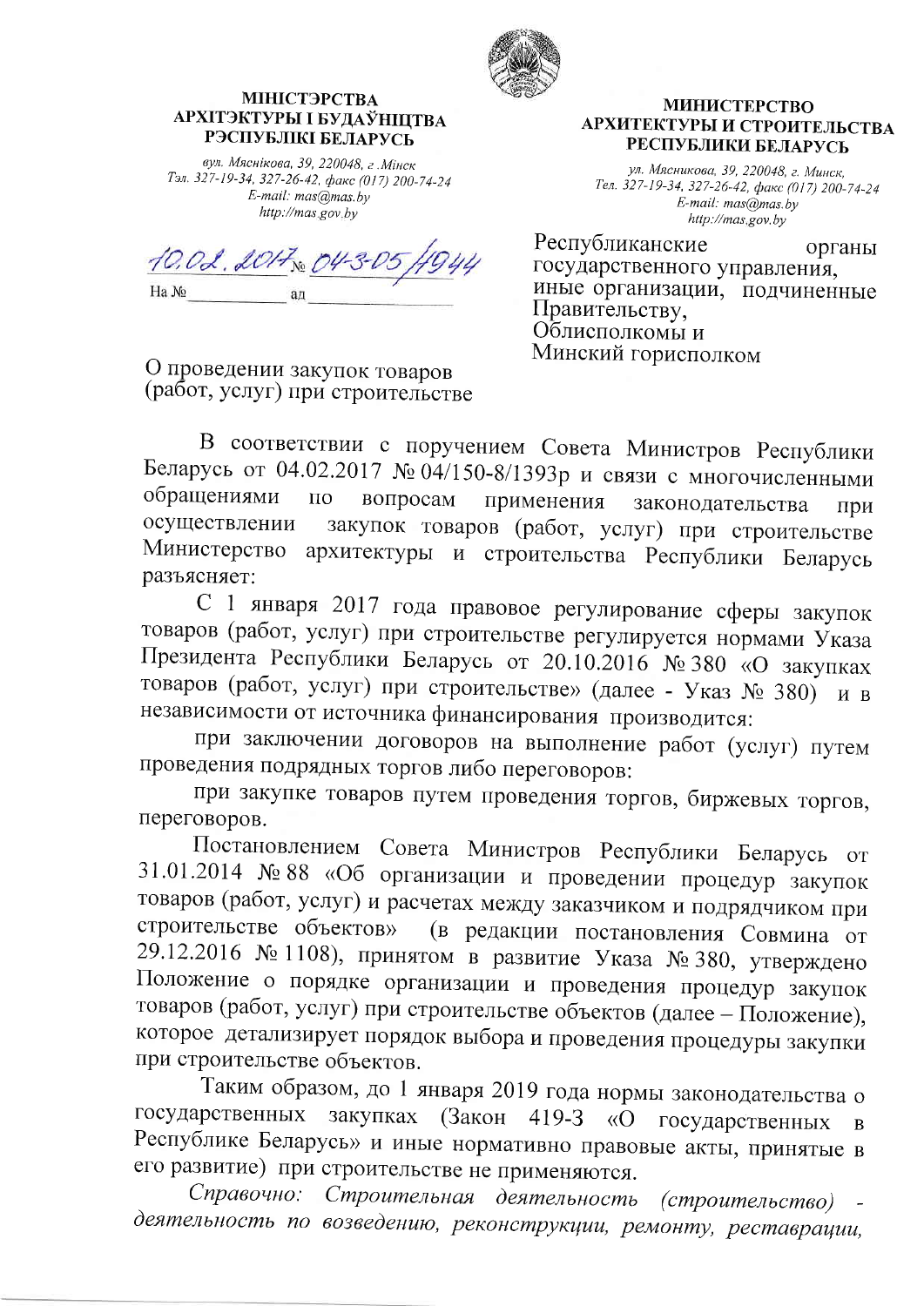**МІНІСТЭРСТВА АРХІТЭКТУРЫ І БУДАЎНІЦТВА РЭСПУБЛІКІ БЕЛАРУСЬ**

*вул. Мяснікова, 39, 220048, г. Мінск*
*Тэл. 327-19-34, 327-26-42, факс (017) 200-74-24*
*E-mail: mas@mas.by*
*http://mas.gov.by*

**МИНИСТЕРСТВО АРХИТЕКТУРЫ И СТРОИТЕЛЬСТВА РЕСПУБЛИКИ БЕЛАРУСЬ**

*ул. Мясникова, 39, 220048, г. Минск,*
*Тел. 327-19-34, 327-26-42, факс (017) 200-74-24*
*E-mail: mas@mas.by*
*http://mas.gov.by*

10.02.2017 № 04-3-05/1944

На № ________ ад ____________

Республиканские органы государственного управления, иные организации, подчиненные Правительству, Облисполкомы и Минский горисполком

О проведении закупок товаров (работ, услуг) при строительстве

В соответствии с поручением Совета Министров Республики Беларусь от 04.02.2017 № 04/150-8/1393р и связи с многочисленными обращениями по вопросам применения законодательства при осуществлении закупок товаров (работ, услуг) при строительстве Министерство архитектуры и строительства Республики Беларусь разъясняет:

С 1 января 2017 года правовое регулирование сферы закупок товаров (работ, услуг) при строительстве регулируется нормами Указа Президента Республики Беларусь от 20.10.2016 № 380 «О закупках товаров (работ, услуг) при строительстве» (далее - Указ № 380) и в независимости от источника финансирования производится:

при заключении договоров на выполнение работ (услуг) путем проведения подрядных торгов либо переговоров:

при закупке товаров путем проведения торгов, биржевых торгов, переговоров.

Постановлением Совета Министров Республики Беларусь от 31.01.2014 № 88 «Об организации и проведении процедур закупок товаров (работ, услуг) и расчетах между заказчиком и подрядчиком при строительстве объектов» (в редакции постановления Совмина от 29.12.2016 № 1108), принятом в развитие Указа № 380, утверждено Положение о порядке организации и проведения процедур закупок товаров (работ, услуг) при строительстве объектов (далее – Положение), которое детализирует порядок выбора и проведения процедуры закупки при строительстве объектов.

Таким образом, до 1 января 2019 года нормы законодательства о государственных закупках (Закон 419-З «О государственных в Республике Беларусь» и иные нормативно правовые акты, принятые в его развитие) при строительстве не применяются.

*Справочно: Строительная деятельность (строительство) - деятельность по возведению, реконструкции, ремонту, реставрации,*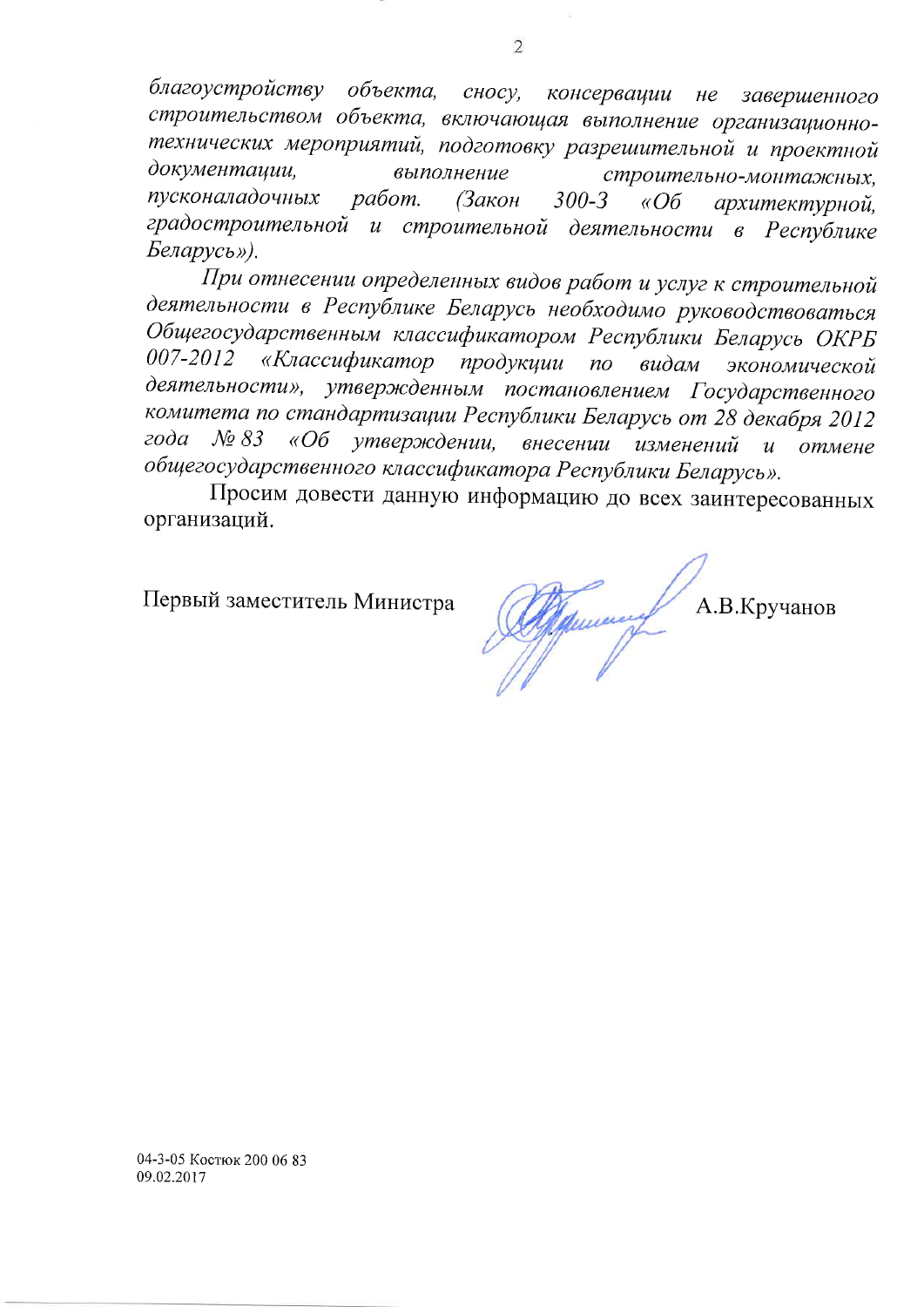*благоустройству объекта, сносу, консервации не завершенного строительством объекта, включающая выполнение организационно-технических мероприятий, подготовку разрешительной и проектной документации, выполнение строительно-монтажных, пусконаладочных работ. (Закон 300-З «Об архитектурной, градостроительной и строительной деятельности в Республике Беларусь»).*

*При отнесении определенных видов работ и услуг к строительной деятельности в Республике Беларусь необходимо руководствоваться Общегосударственным классификатором Республики Беларусь ОКРБ 007-2012 «Классификатор продукции по видам экономической деятельности», утвержденным постановлением Государственного комитета по стандартизации Республики Беларусь от 28 декабря 2012 года № 83 «Об утверждении, внесении изменений и отмене общегосударственного классификатора Республики Беларусь».*

Просим довести данную информацию до всех заинтересованных организаций.

Первый заместитель Министра А.В.Кручанов

04-3-05 Костюк 200 06 83
09.02.2017